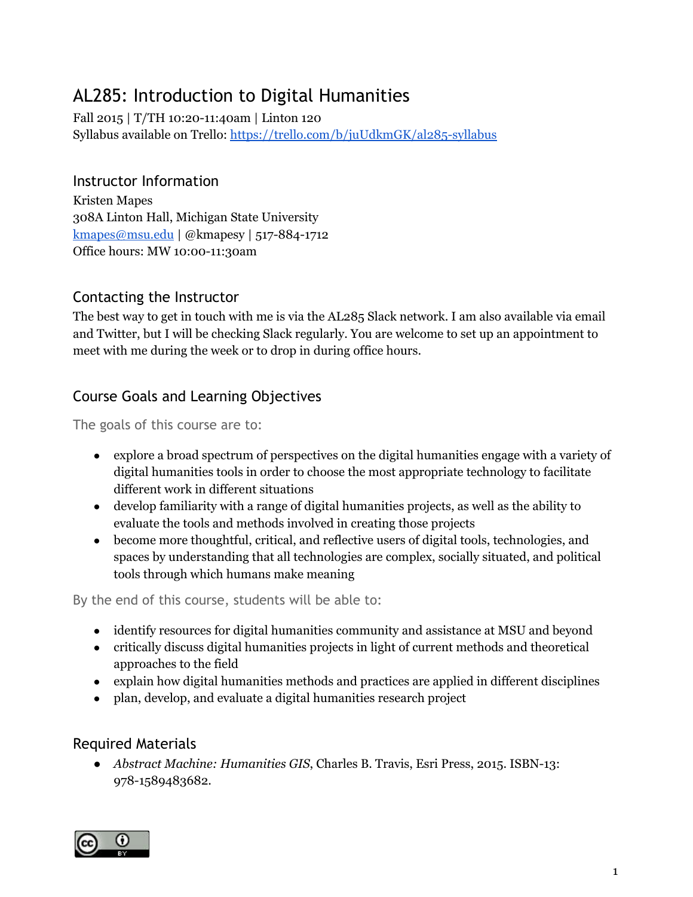# AL285: Introduction to Digital Humanities

Fall 2015 | T/TH 10:20-11:40am | Linton 120
Syllabus available on Trello: https://trello.com/b/juUdkmGK/al285-syllabus

## Instructor Information

Kristen Mapes
308A Linton Hall, Michigan State University
kmapes@msu.edu | @kmapesy | 517-884-1712
Office hours: MW 10:00-11:30am

## Contacting the Instructor

The best way to get in touch with me is via the AL285 Slack network. I am also available via email and Twitter, but I will be checking Slack regularly. You are welcome to set up an appointment to meet with me during the week or to drop in during office hours.

## Course Goals and Learning Objectives

The goals of this course are to:

- explore a broad spectrum of perspectives on the digital humanities engage with a variety of digital humanities tools in order to choose the most appropriate technology to facilitate different work in different situations
- develop familiarity with a range of digital humanities projects, as well as the ability to evaluate the tools and methods involved in creating those projects
- become more thoughtful, critical, and reflective users of digital tools, technologies, and spaces by understanding that all technologies are complex, socially situated, and political tools through which humans make meaning

By the end of this course, students will be able to:

- identify resources for digital humanities community and assistance at MSU and beyond
- critically discuss digital humanities projects in light of current methods and theoretical approaches to the field
- explain how digital humanities methods and practices are applied in different disciplines
- plan, develop, and evaluate a digital humanities research project

## Required Materials

- *Abstract Machine: Humanities GIS*, Charles B. Travis, Esri Press, 2015. ISBN-13: 978-1589483682.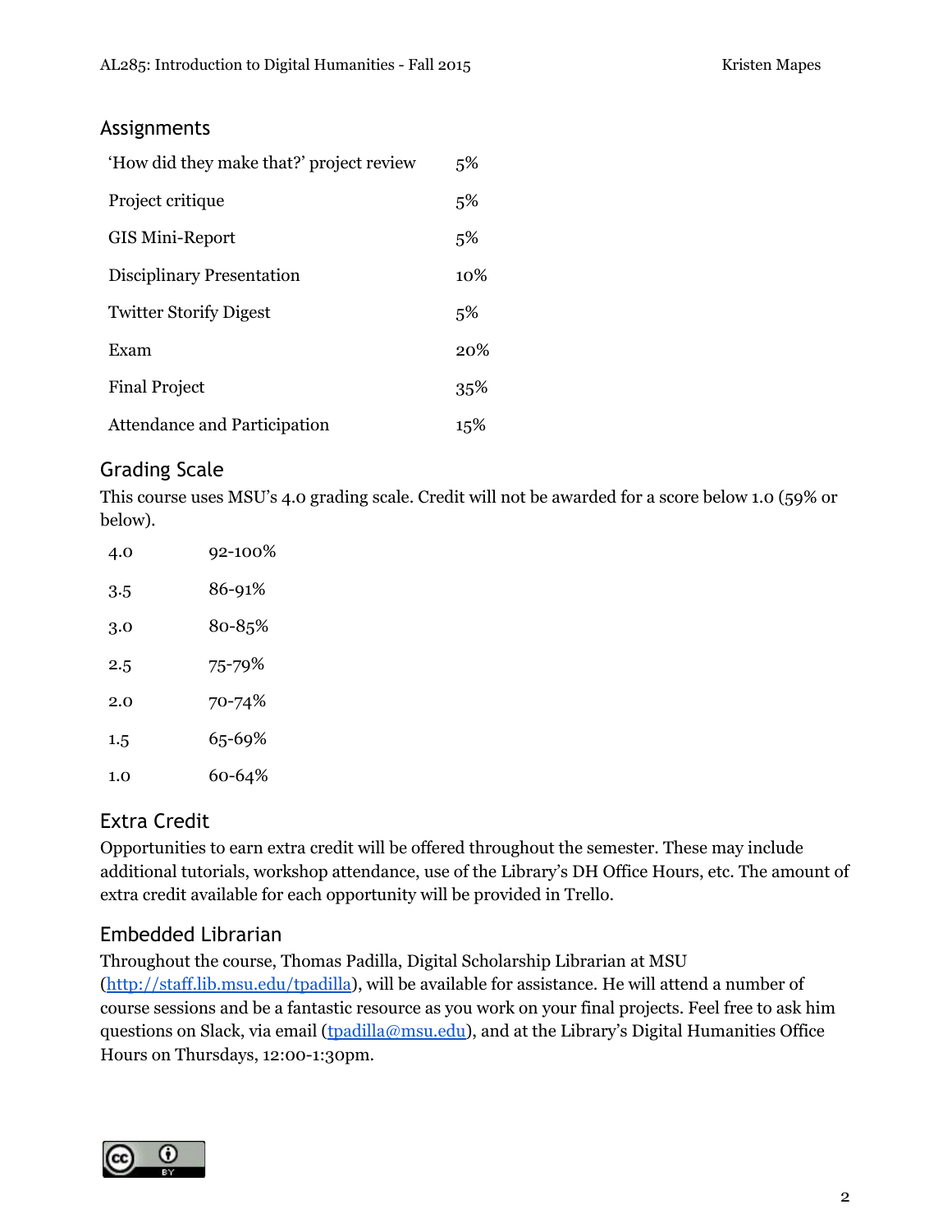## Assignments

| | |
|---|---|
| 'How did they make that?' project review | 5% |
| Project critique | 5% |
| GIS Mini-Report | 5% |
| Disciplinary Presentation | 10% |
| Twitter Storify Digest | 5% |
| Exam | 20% |
| Final Project | 35% |
| Attendance and Participation | 15% |

## Grading Scale

This course uses MSU's 4.0 grading scale. Credit will not be awarded for a score below 1.0 (59% or below).

| | |
|---|---|
| 4.0 | 92-100% |
| 3.5 | 86-91% |
| 3.0 | 80-85% |
| 2.5 | 75-79% |
| 2.0 | 70-74% |
| 1.5 | 65-69% |
| 1.0 | 60-64% |

## Extra Credit

Opportunities to earn extra credit will be offered throughout the semester. These may include additional tutorials, workshop attendance, use of the Library's DH Office Hours, etc. The amount of extra credit available for each opportunity will be provided in Trello.

## Embedded Librarian

Throughout the course, Thomas Padilla, Digital Scholarship Librarian at MSU ([http://staff.lib.msu.edu/tpadilla](http://staff.lib.msu.edu/tpadilla)), will be available for assistance. He will attend a number of course sessions and be a fantastic resource as you work on your final projects. Feel free to ask him questions on Slack, via email ([tpadilla@msu.edu](mailto:tpadilla@msu.edu)), and at the Library's Digital Humanities Office Hours on Thursdays, 12:00-1:30pm.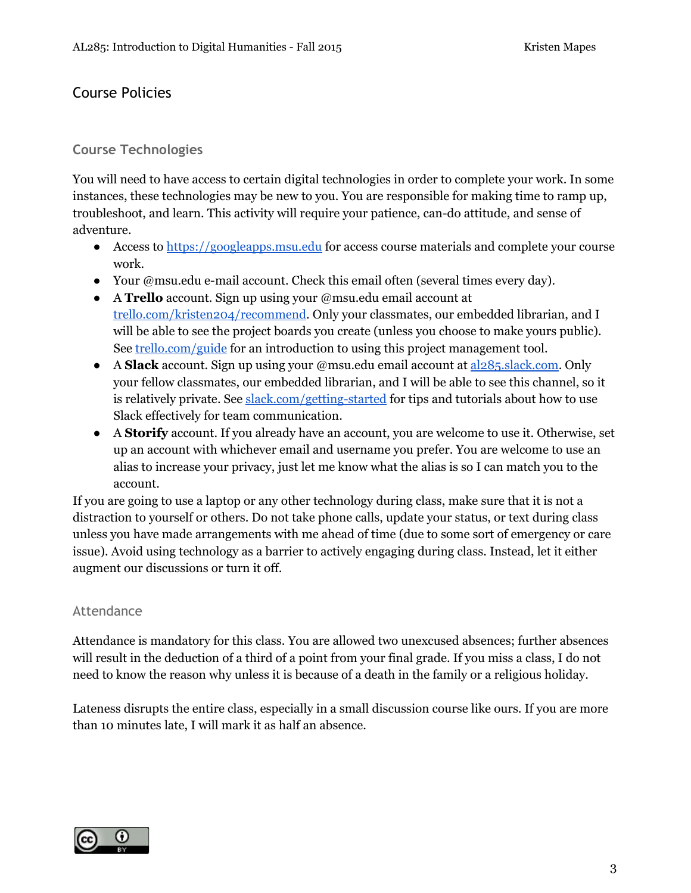## Course Policies

### Course Technologies

You will need to have access to certain digital technologies in order to complete your work. In some instances, these technologies may be new to you. You are responsible for making time to ramp up, troubleshoot, and learn. This activity will require your patience, can-do attitude, and sense of adventure.

- Access to [https://googleapps.msu.edu](https://googleapps.msu.edu) for access course materials and complete your course work.
- Your @msu.edu e-mail account. Check this email often (several times every day).
- A **Trello** account. Sign up using your @msu.edu email account at [trello.com/kristen204/recommend](trello.com/kristen204/recommend). Only your classmates, our embedded librarian, and I will be able to see the project boards you create (unless you choose to make yours public). See [trello.com/guide](trello.com/guide) for an introduction to using this project management tool.
- A **Slack** account. Sign up using your @msu.edu email account at [al285.slack.com](al285.slack.com). Only your fellow classmates, our embedded librarian, and I will be able to see this channel, so it is relatively private. See [slack.com/getting-started](slack.com/getting-started) for tips and tutorials about how to use Slack effectively for team communication.
- A **Storify** account. If you already have an account, you are welcome to use it. Otherwise, set up an account with whichever email and username you prefer. You are welcome to use an alias to increase your privacy, just let me know what the alias is so I can match you to the account.

If you are going to use a laptop or any other technology during class, make sure that it is not a distraction to yourself or others. Do not take phone calls, update your status, or text during class unless you have made arrangements with me ahead of time (due to some sort of emergency or care issue). Avoid using technology as a barrier to actively engaging during class. Instead, let it either augment our discussions or turn it off.

### Attendance

Attendance is mandatory for this class. You are allowed two unexcused absences; further absences will result in the deduction of a third of a point from your final grade. If you miss a class, I do not need to know the reason why unless it is because of a death in the family or a religious holiday.

Lateness disrupts the entire class, especially in a small discussion course like ours. If you are more than 10 minutes late, I will mark it as half an absence.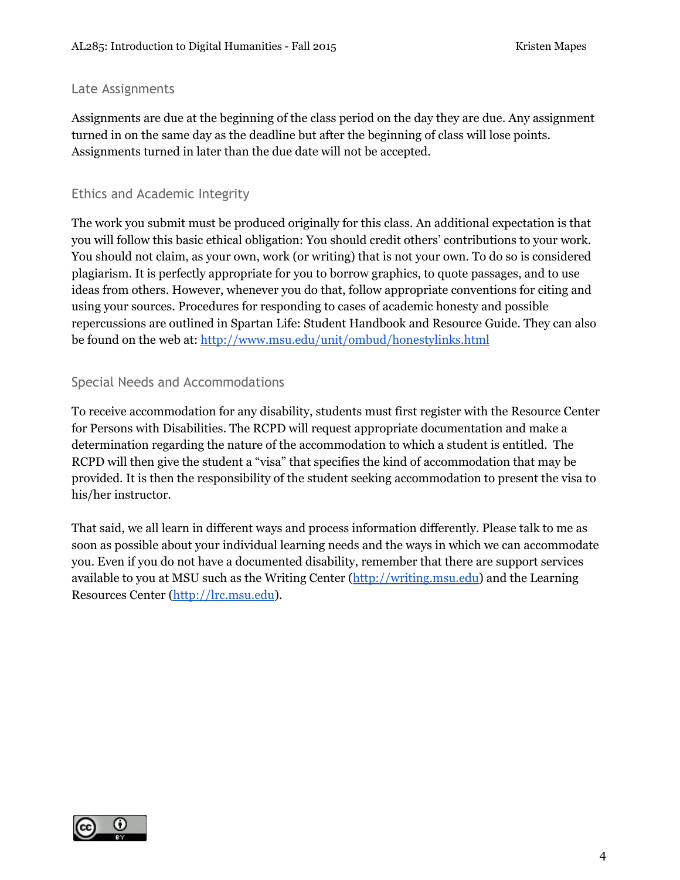## Late Assignments

Assignments are due at the beginning of the class period on the day they are due. Any assignment turned in on the same day as the deadline but after the beginning of class will lose points. Assignments turned in later than the due date will not be accepted.

## Ethics and Academic Integrity

The work you submit must be produced originally for this class. An additional expectation is that you will follow this basic ethical obligation: You should credit others' contributions to your work. You should not claim, as your own, work (or writing) that is not your own. To do so is considered plagiarism. It is perfectly appropriate for you to borrow graphics, to quote passages, and to use ideas from others. However, whenever you do that, follow appropriate conventions for citing and using your sources. Procedures for responding to cases of academic honesty and possible repercussions are outlined in Spartan Life: Student Handbook and Resource Guide. They can also be found on the web at: [http://www.msu.edu/unit/ombud/honestylinks.html](http://www.msu.edu/unit/ombud/honestylinks.html)

## Special Needs and Accommodations

To receive accommodation for any disability, students must first register with the Resource Center for Persons with Disabilities. The RCPD will request appropriate documentation and make a determination regarding the nature of the accommodation to which a student is entitled. The RCPD will then give the student a "visa" that specifies the kind of accommodation that may be provided. It is then the responsibility of the student seeking accommodation to present the visa to his/her instructor.

That said, we all learn in different ways and process information differently. Please talk to me as soon as possible about your individual learning needs and the ways in which we can accommodate you. Even if you do not have a documented disability, remember that there are support services available to you at MSU such as the Writing Center ([http://writing.msu.edu](http://writing.msu.edu)) and the Learning Resources Center ([http://lrc.msu.edu](http://lrc.msu.edu)).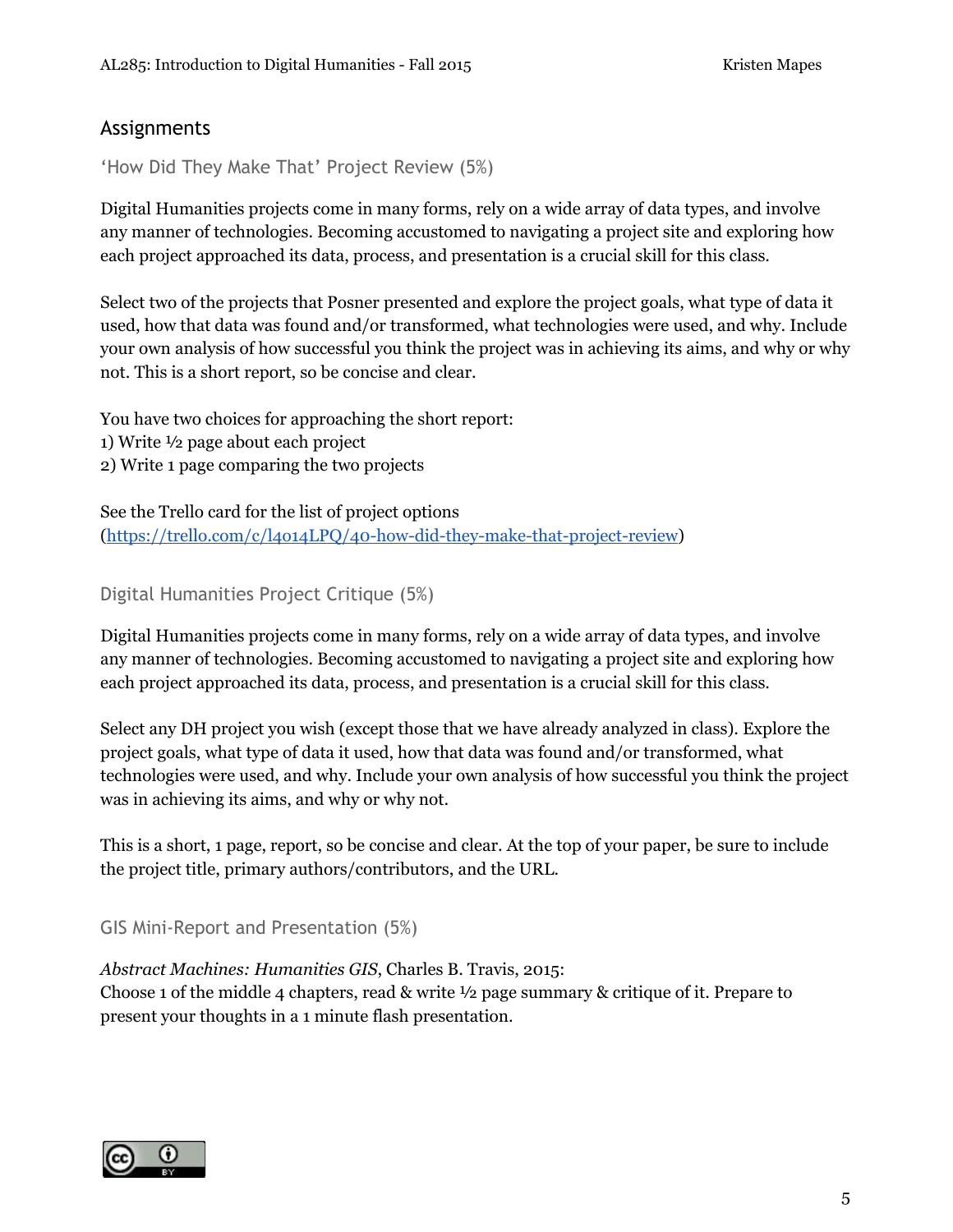## Assignments

### 'How Did They Make That' Project Review (5%)

Digital Humanities projects come in many forms, rely on a wide array of data types, and involve any manner of technologies. Becoming accustomed to navigating a project site and exploring how each project approached its data, process, and presentation is a crucial skill for this class.

Select two of the projects that Posner presented and explore the project goals, what type of data it used, how that data was found and/or transformed, what technologies were used, and why. Include your own analysis of how successful you think the project was in achieving its aims, and why or why not. This is a short report, so be concise and clear.

You have two choices for approaching the short report:
1) Write ½ page about each project
2) Write 1 page comparing the two projects

See the Trello card for the list of project options (https://trello.com/c/l4014LPQ/40-how-did-they-make-that-project-review)

### Digital Humanities Project Critique (5%)

Digital Humanities projects come in many forms, rely on a wide array of data types, and involve any manner of technologies. Becoming accustomed to navigating a project site and exploring how each project approached its data, process, and presentation is a crucial skill for this class.

Select any DH project you wish (except those that we have already analyzed in class). Explore the project goals, what type of data it used, how that data was found and/or transformed, what technologies were used, and why. Include your own analysis of how successful you think the project was in achieving its aims, and why or why not.

This is a short, 1 page, report, so be concise and clear. At the top of your paper, be sure to include the project title, primary authors/contributors, and the URL.

### GIS Mini-Report and Presentation (5%)

*Abstract Machines: Humanities GIS*, Charles B. Travis, 2015:
Choose 1 of the middle 4 chapters, read & write ½ page summary & critique of it. Prepare to present your thoughts in a 1 minute flash presentation.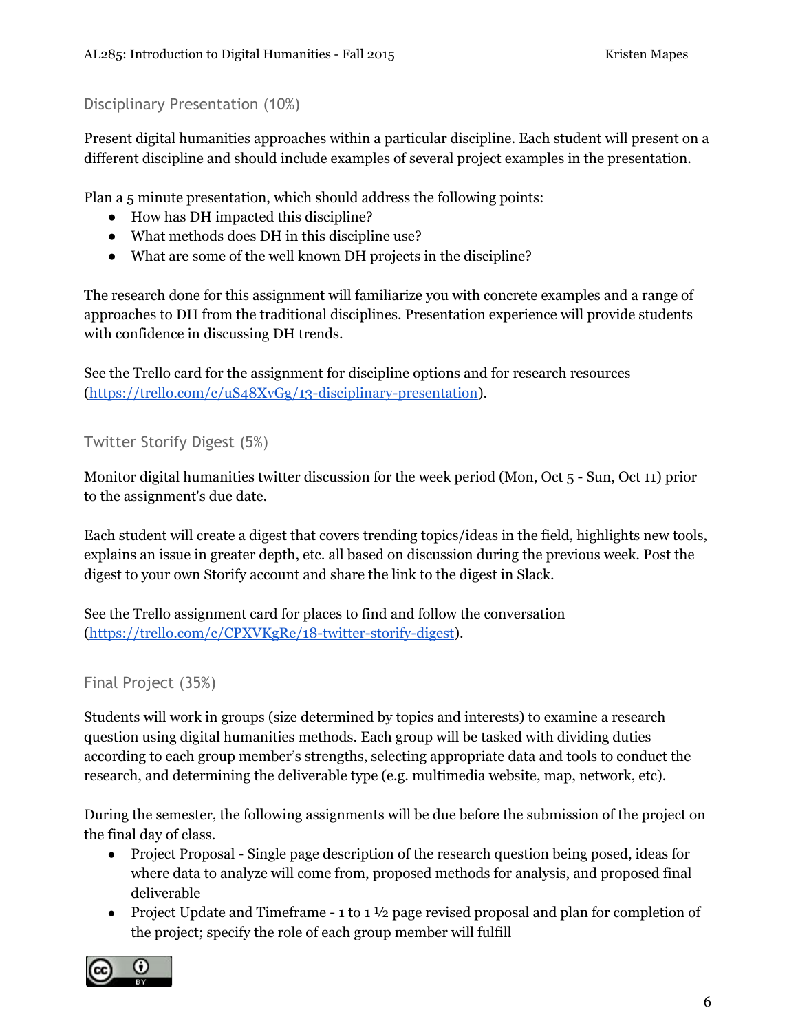### Disciplinary Presentation (10%)

Present digital humanities approaches within a particular discipline. Each student will present on a different discipline and should include examples of several project examples in the presentation.

Plan a 5 minute presentation, which should address the following points:

- How has DH impacted this discipline?
- What methods does DH in this discipline use?
- What are some of the well known DH projects in the discipline?

The research done for this assignment will familiarize you with concrete examples and a range of approaches to DH from the traditional disciplines. Presentation experience will provide students with confidence in discussing DH trends.

See the Trello card for the assignment for discipline options and for research resources ([https://trello.com/c/uS48XvGg/13-disciplinary-presentation](https://trello.com/c/uS48XvGg/13-disciplinary-presentation)).

### Twitter Storify Digest (5%)

Monitor digital humanities twitter discussion for the week period (Mon, Oct 5 - Sun, Oct 11) prior to the assignment's due date.

Each student will create a digest that covers trending topics/ideas in the field, highlights new tools, explains an issue in greater depth, etc. all based on discussion during the previous week. Post the digest to your own Storify account and share the link to the digest in Slack.

See the Trello assignment card for places to find and follow the conversation ([https://trello.com/c/CPXVKgRe/18-twitter-storify-digest](https://trello.com/c/CPXVKgRe/18-twitter-storify-digest)).

### Final Project (35%)

Students will work in groups (size determined by topics and interests) to examine a research question using digital humanities methods. Each group will be tasked with dividing duties according to each group member's strengths, selecting appropriate data and tools to conduct the research, and determining the deliverable type (e.g. multimedia website, map, network, etc).

During the semester, the following assignments will be due before the submission of the project on the final day of class.

- Project Proposal - Single page description of the research question being posed, ideas for where data to analyze will come from, proposed methods for analysis, and proposed final deliverable
- Project Update and Timeframe - 1 to 1 ½ page revised proposal and plan for completion of the project; specify the role of each group member will fulfill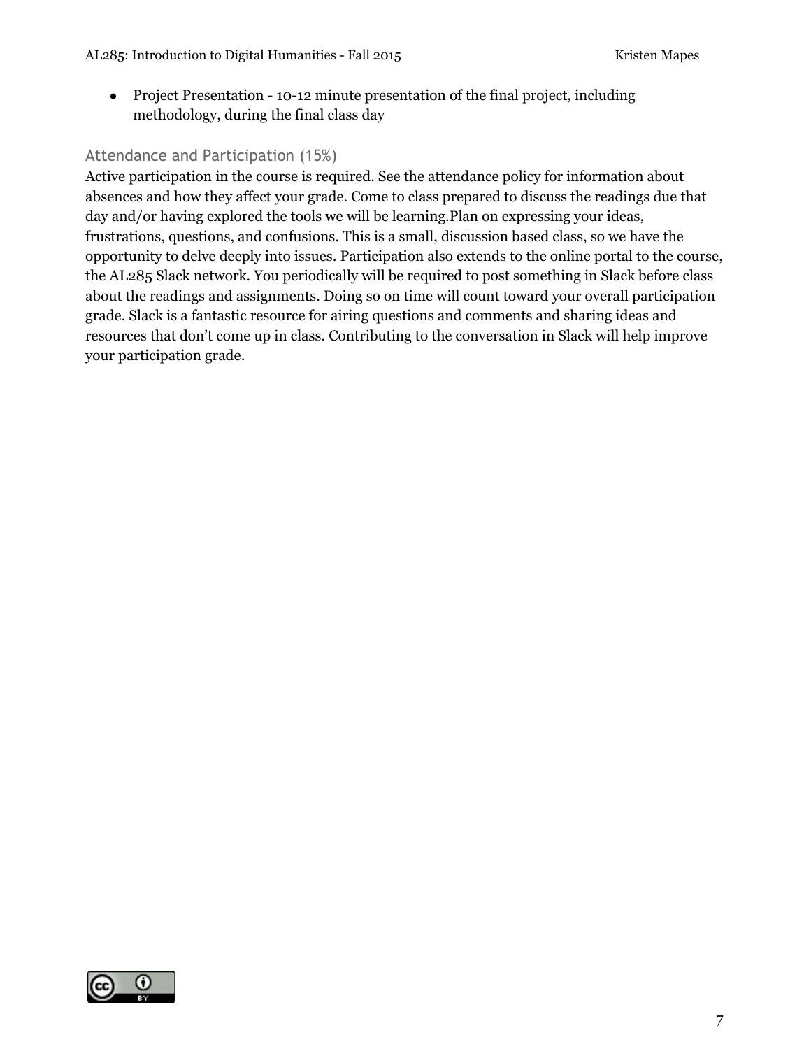- Project Presentation - 10-12 minute presentation of the final project, including methodology, during the final class day

### Attendance and Participation (15%)

Active participation in the course is required. See the attendance policy for information about absences and how they affect your grade. Come to class prepared to discuss the readings due that day and/or having explored the tools we will be learning.Plan on expressing your ideas, frustrations, questions, and confusions. This is a small, discussion based class, so we have the opportunity to delve deeply into issues. Participation also extends to the online portal to the course, the AL285 Slack network. You periodically will be required to post something in Slack before class about the readings and assignments. Doing so on time will count toward your overall participation grade. Slack is a fantastic resource for airing questions and comments and sharing ideas and resources that don't come up in class. Contributing to the conversation in Slack will help improve your participation grade.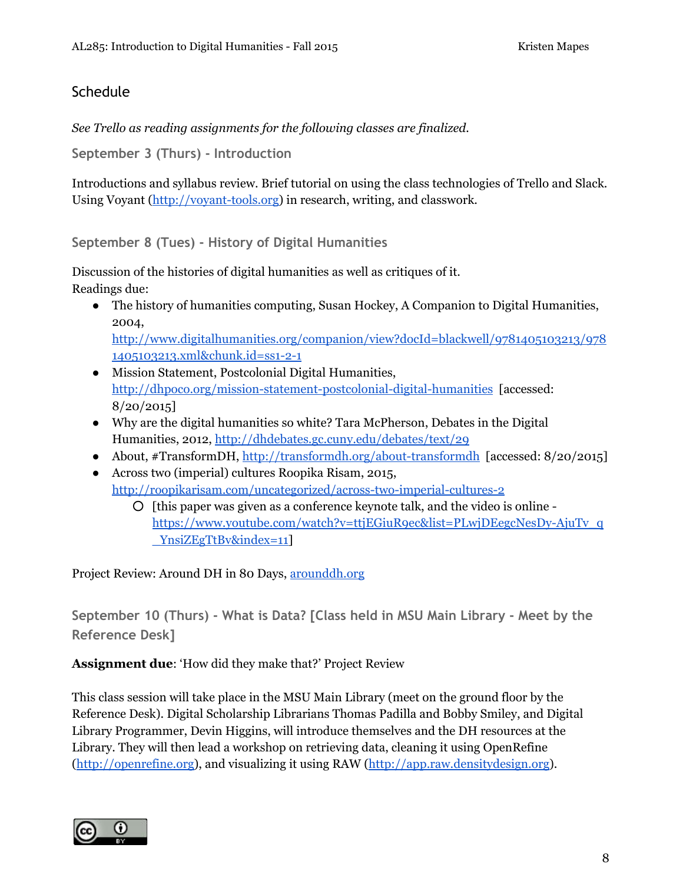## Schedule

*See Trello as reading assignments for the following classes are finalized.*

### September 3 (Thurs) - Introduction

Introductions and syllabus review. Brief tutorial on using the class technologies of Trello and Slack. Using Voyant (http://voyant-tools.org) in research, writing, and classwork.

### September 8 (Tues) - History of Digital Humanities

Discussion of the histories of digital humanities as well as critiques of it.
Readings due:

- The history of humanities computing, Susan Hockey, A Companion to Digital Humanities, 2004, http://www.digitalhumanities.org/companion/view?docId=blackwell/9781405103213/9781405103213.xml&chunk.id=ss1-2-1
- Mission Statement, Postcolonial Digital Humanities, http://dhpoco.org/mission-statement-postcolonial-digital-humanities [accessed: 8/20/2015]
- Why are the digital humanities so white? Tara McPherson, Debates in the Digital Humanities, 2012, http://dhdebates.gc.cuny.edu/debates/text/29
- About, #TransformDH, http://transformdh.org/about-transformdh [accessed: 8/20/2015]
- Across two (imperial) cultures Roopika Risam, 2015, http://roopikarisam.com/uncategorized/across-two-imperial-cultures-2
  - [this paper was given as a conference keynote talk, and the video is online - https://www.youtube.com/watch?v=ttjEGiuR9ec&list=PLwjDEegcNesDy-AjuTv_q_YnsiZEgTtBv&index=11]

Project Review: Around DH in 80 Days, arounddh.org

### September 10 (Thurs) - What is Data? [Class held in MSU Main Library - Meet by the Reference Desk]

**Assignment due**: 'How did they make that?' Project Review

This class session will take place in the MSU Main Library (meet on the ground floor by the Reference Desk). Digital Scholarship Librarians Thomas Padilla and Bobby Smiley, and Digital Library Programmer, Devin Higgins, will introduce themselves and the DH resources at the Library. They will then lead a workshop on retrieving data, cleaning it using OpenRefine (http://openrefine.org), and visualizing it using RAW (http://app.raw.densitydesign.org).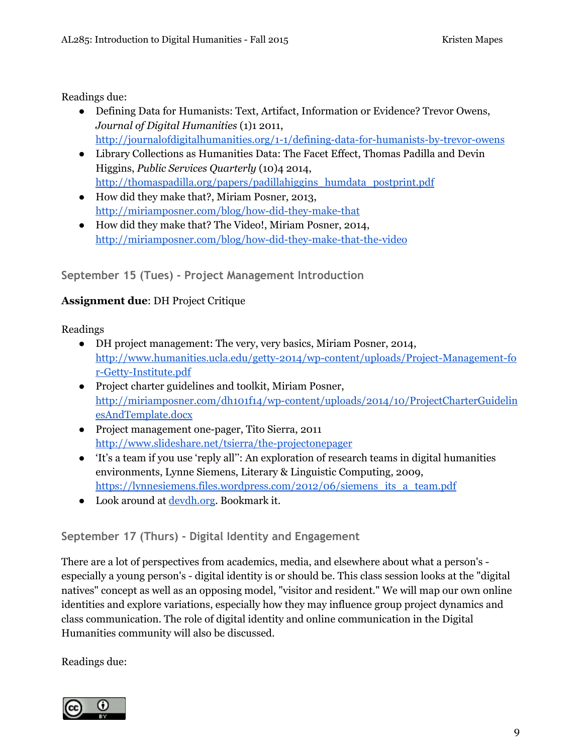Readings due:

- Defining Data for Humanists: Text, Artifact, Information or Evidence? Trevor Owens, *Journal of Digital Humanities* (1)1 2011, http://journalofdigitalhumanities.org/1-1/defining-data-for-humanists-by-trevor-owens
- Library Collections as Humanities Data: The Facet Effect, Thomas Padilla and Devin Higgins, *Public Services Quarterly* (10)4 2014, http://thomaspadilla.org/papers/padillahiggins_humdata_postprint.pdf
- How did they make that?, Miriam Posner, 2013, http://miriamposner.com/blog/how-did-they-make-that
- How did they make that? The Video!, Miriam Posner, 2014, http://miriamposner.com/blog/how-did-they-make-that-the-video

### September 15 (Tues) - Project Management Introduction

**Assignment due**: DH Project Critique

Readings

- DH project management: The very, very basics, Miriam Posner, 2014, http://www.humanities.ucla.edu/getty-2014/wp-content/uploads/Project-Management-for-Getty-Institute.pdf
- Project charter guidelines and toolkit, Miriam Posner, http://miriamposner.com/dh101f14/wp-content/uploads/2014/10/ProjectCharterGuidelinesAndTemplate.docx
- Project management one-pager, Tito Sierra, 2011 http://www.slideshare.net/tsierra/the-projectonepager
- 'It's a team if you use 'reply all'': An exploration of research teams in digital humanities environments, Lynne Siemens, Literary & Linguistic Computing, 2009, https://lynnesiemens.files.wordpress.com/2012/06/siemens_its_a_team.pdf
- Look around at devdh.org. Bookmark it.

### September 17 (Thurs) - Digital Identity and Engagement

There are a lot of perspectives from academics, media, and elsewhere about what a person's - especially a young person's - digital identity is or should be. This class session looks at the "digital natives" concept as well as an opposing model, "visitor and resident." We will map our own online identities and explore variations, especially how they may influence group project dynamics and class communication. The role of digital identity and online communication in the Digital Humanities community will also be discussed.

Readings due: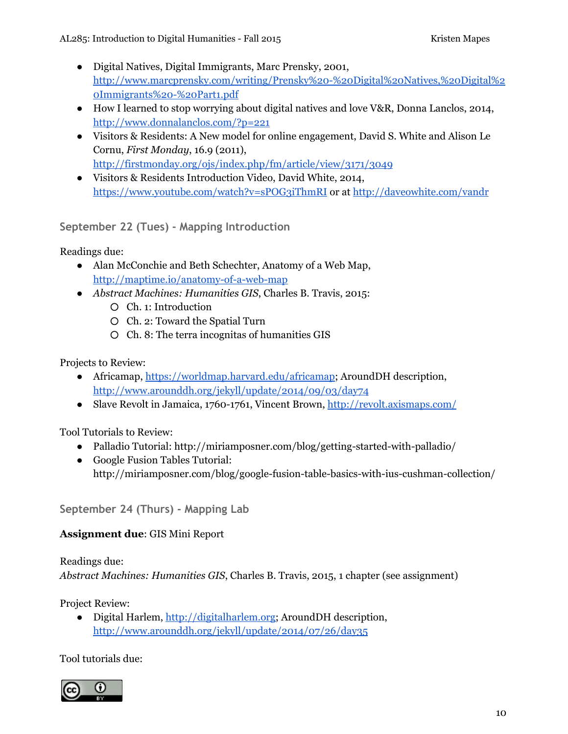- Digital Natives, Digital Immigrants, Marc Prensky, 2001, http://www.marcprensky.com/writing/Prensky%20-%20Digital%20Natives,%20Digital%20Immigrants%20-%20Part1.pdf
- How I learned to stop worrying about digital natives and love V&R, Donna Lanclos, 2014, http://www.donnalanclos.com/?p=221
- Visitors & Residents: A New model for online engagement, David S. White and Alison Le Cornu, *First Monday*, 16.9 (2011), http://firstmonday.org/ojs/index.php/fm/article/view/3171/3049
- Visitors & Residents Introduction Video, David White, 2014, https://www.youtube.com/watch?v=sPOG3iThmRI or at http://daveowhite.com/vandr

### September 22 (Tues) - Mapping Introduction

Readings due:

- Alan McConchie and Beth Schechter, Anatomy of a Web Map, http://maptime.io/anatomy-of-a-web-map
- *Abstract Machines: Humanities GIS*, Charles B. Travis, 2015:
  - Ch. 1: Introduction
  - Ch. 2: Toward the Spatial Turn
  - Ch. 8: The terra incognitas of humanities GIS

Projects to Review:

- Africamap, https://worldmap.harvard.edu/africamap; AroundDH description, http://www.arounddh.org/jekyll/update/2014/09/03/day74
- Slave Revolt in Jamaica, 1760-1761, Vincent Brown, http://revolt.axismaps.com/

Tool Tutorials to Review:

- Palladio Tutorial: http://miriamposner.com/blog/getting-started-with-palladio/
- Google Fusion Tables Tutorial: http://miriamposner.com/blog/google-fusion-table-basics-with-ius-cushman-collection/

### September 24 (Thurs) - Mapping Lab

**Assignment due**: GIS Mini Report

Readings due:
*Abstract Machines: Humanities GIS*, Charles B. Travis, 2015, 1 chapter (see assignment)

Project Review:

- Digital Harlem, http://digitalharlem.org; AroundDH description, http://www.arounddh.org/jekyll/update/2014/07/26/day35

Tool tutorials due: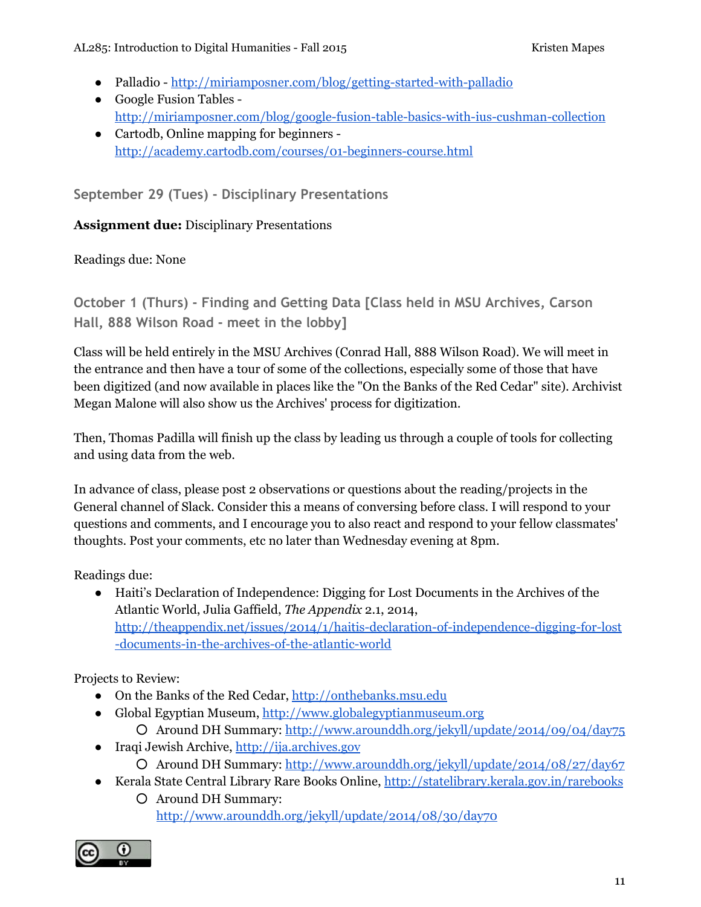- Palladio - http://miriamposner.com/blog/getting-started-with-palladio
- Google Fusion Tables - http://miriamposner.com/blog/google-fusion-table-basics-with-ius-cushman-collection
- Cartodb, Online mapping for beginners - http://academy.cartodb.com/courses/01-beginners-course.html

### September 29 (Tues) - Disciplinary Presentations

**Assignment due:** Disciplinary Presentations

Readings due: None

### October 1 (Thurs) - Finding and Getting Data [Class held in MSU Archives, Carson Hall, 888 Wilson Road - meet in the lobby]

Class will be held entirely in the MSU Archives (Conrad Hall, 888 Wilson Road). We will meet in the entrance and then have a tour of some of the collections, especially some of those that have been digitized (and now available in places like the "On the Banks of the Red Cedar" site). Archivist Megan Malone will also show us the Archives' process for digitization.

Then, Thomas Padilla will finish up the class by leading us through a couple of tools for collecting and using data from the web.

In advance of class, please post 2 observations or questions about the reading/projects in the General channel of Slack. Consider this a means of conversing before class. I will respond to your questions and comments, and I encourage you to also react and respond to your fellow classmates' thoughts. Post your comments, etc no later than Wednesday evening at 8pm.

Readings due:

- Haiti's Declaration of Independence: Digging for Lost Documents in the Archives of the Atlantic World, Julia Gaffield, *The Appendix* 2.1, 2014, http://theappendix.net/issues/2014/1/haitis-declaration-of-independence-digging-for-lost-documents-in-the-archives-of-the-atlantic-world

Projects to Review:

- On the Banks of the Red Cedar, http://onthebanks.msu.edu
- Global Egyptian Museum, http://www.globalegyptianmuseum.org
  - Around DH Summary: http://www.arounddh.org/jekyll/update/2014/09/04/day75
- Iraqi Jewish Archive, http://ija.archives.gov
  - Around DH Summary: http://www.arounddh.org/jekyll/update/2014/08/27/day67
- Kerala State Central Library Rare Books Online, http://statelibrary.kerala.gov.in/rarebooks
  - Around DH Summary: http://www.arounddh.org/jekyll/update/2014/08/30/day70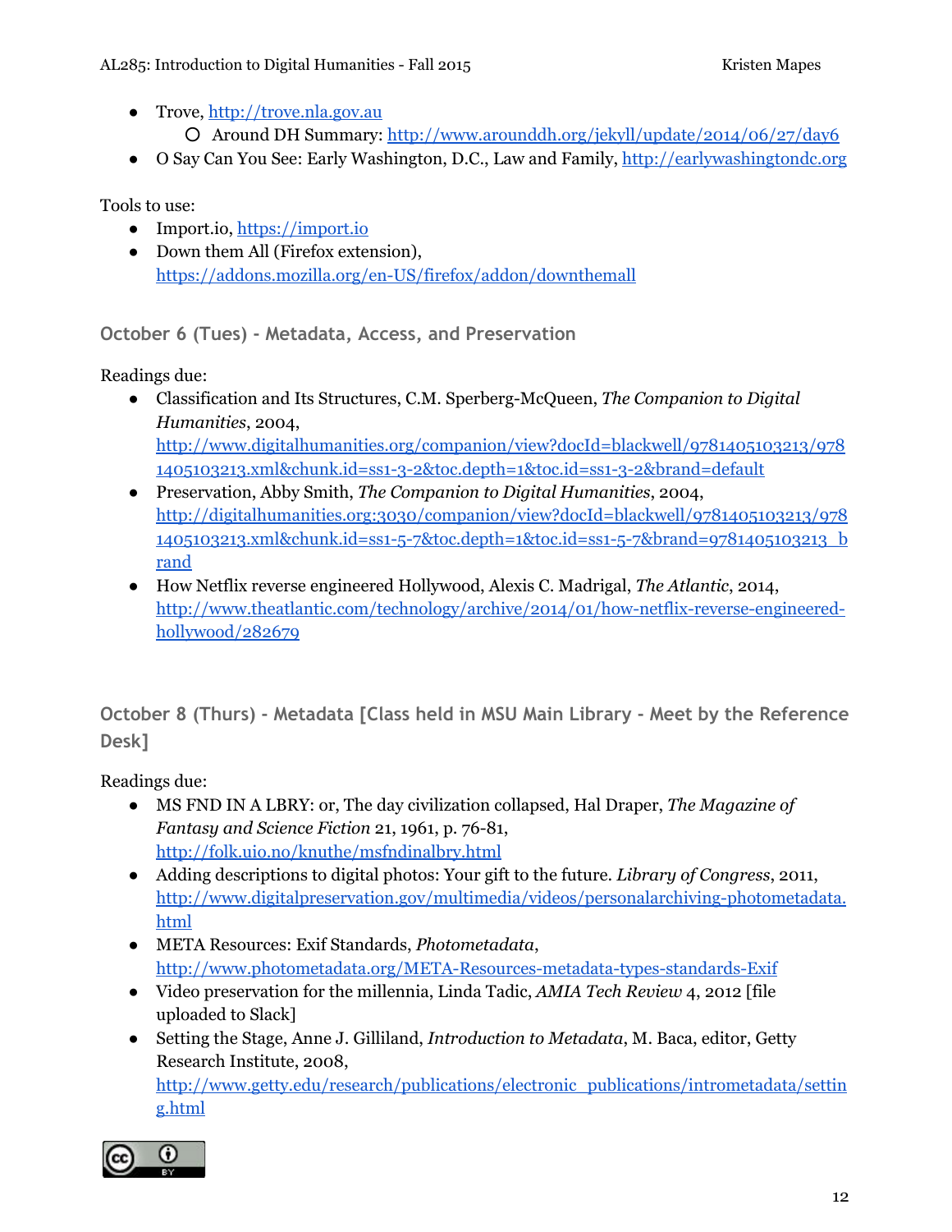- Trove, http://trove.nla.gov.au
    - Around DH Summary: http://www.arounddh.org/jekyll/update/2014/06/27/day6
- O Say Can You See: Early Washington, D.C., Law and Family, http://earlywashingtondc.org

Tools to use:

- Import.io, https://import.io
- Down them All (Firefox extension), https://addons.mozilla.org/en-US/firefox/addon/downthemall

### October 6 (Tues) - Metadata, Access, and Preservation

Readings due:

- Classification and Its Structures, C.M. Sperberg-McQueen, *The Companion to Digital Humanities*, 2004, http://www.digitalhumanities.org/companion/view?docId=blackwell/9781405103213/9781405103213.xml&chunk.id=ss1-3-2&toc.depth=1&toc.id=ss1-3-2&brand=default
- Preservation, Abby Smith, *The Companion to Digital Humanities*, 2004, http://digitalhumanities.org:3030/companion/view?docId=blackwell/9781405103213/9781405103213.xml&chunk.id=ss1-5-7&toc.depth=1&toc.id=ss1-5-7&brand=9781405103213_brand
- How Netflix reverse engineered Hollywood, Alexis C. Madrigal, *The Atlantic*, 2014, http://www.theatlantic.com/technology/archive/2014/01/how-netflix-reverse-engineered-hollywood/282679

### October 8 (Thurs) - Metadata [Class held in MSU Main Library - Meet by the Reference Desk]

Readings due:

- MS FND IN A LBRY: or, The day civilization collapsed, Hal Draper, *The Magazine of Fantasy and Science Fiction* 21, 1961, p. 76-81, http://folk.uio.no/knuthe/msfndinalbry.html
- Adding descriptions to digital photos: Your gift to the future. *Library of Congress*, 2011, http://www.digitalpreservation.gov/multimedia/videos/personalarchiving-photometadata.html
- META Resources: Exif Standards, *Photometadata*, http://www.photometadata.org/META-Resources-metadata-types-standards-Exif
- Video preservation for the millennia, Linda Tadic, *AMIA Tech Review* 4, 2012 [file uploaded to Slack]
- Setting the Stage, Anne J. Gilliland, *Introduction to Metadata*, M. Baca, editor, Getty Research Institute, 2008, http://www.getty.edu/research/publications/electronic_publications/intrometadata/setting.html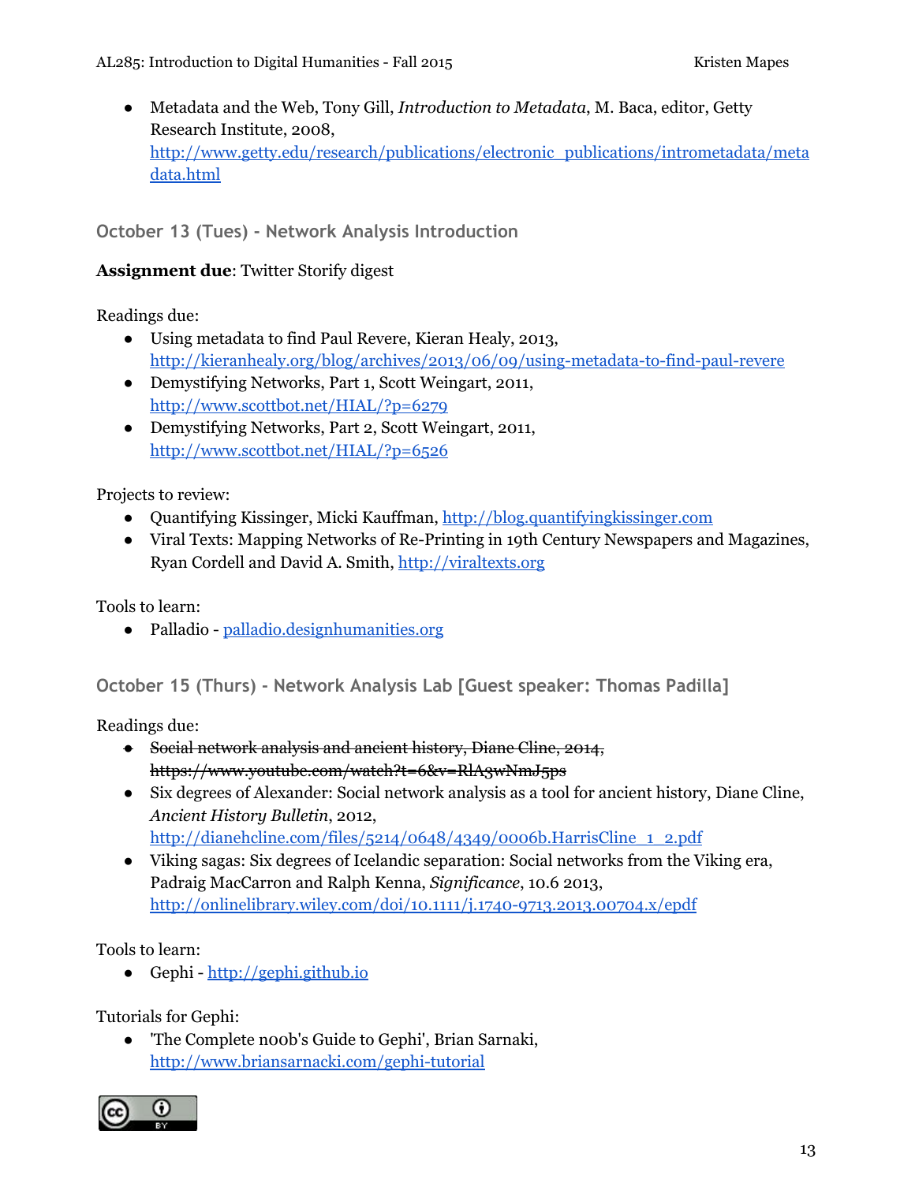- Metadata and the Web, Tony Gill, *Introduction to Metadata*, M. Baca, editor, Getty Research Institute, 2008, http://www.getty.edu/research/publications/electronic_publications/intrometadata/metadata.html

### October 13 (Tues) - Network Analysis Introduction

**Assignment due**: Twitter Storify digest

Readings due:

- Using metadata to find Paul Revere, Kieran Healy, 2013, http://kieranhealy.org/blog/archives/2013/06/09/using-metadata-to-find-paul-revere
- Demystifying Networks, Part 1, Scott Weingart, 2011, http://www.scottbot.net/HIAL/?p=6279
- Demystifying Networks, Part 2, Scott Weingart, 2011, http://www.scottbot.net/HIAL/?p=6526

Projects to review:

- Quantifying Kissinger, Micki Kauffman, http://blog.quantifyingkissinger.com
- Viral Texts: Mapping Networks of Re-Printing in 19th Century Newspapers and Magazines, Ryan Cordell and David A. Smith, http://viraltexts.org

Tools to learn:

- Palladio - palladio.designhumanities.org

### October 15 (Thurs) - Network Analysis Lab [Guest speaker: Thomas Padilla]

Readings due:

- ~~Social network analysis and ancient history, Diane Cline, 2014, https://www.youtube.com/watch?t=6&v=RlA3wNmJ5ps~~
- Six degrees of Alexander: Social network analysis as a tool for ancient history, Diane Cline, *Ancient History Bulletin*, 2012, http://dianehcline.com/files/5214/0648/4349/0006b.HarrisCline_1_2.pdf
- Viking sagas: Six degrees of Icelandic separation: Social networks from the Viking era, Padraig MacCarron and Ralph Kenna, *Significance*, 10.6 2013, http://onlinelibrary.wiley.com/doi/10.1111/j.1740-9713.2013.00704.x/epdf

Tools to learn:

- Gephi - http://gephi.github.io

Tutorials for Gephi:

- 'The Complete n00b's Guide to Gephi', Brian Sarnaki, http://www.briansarnacki.com/gephi-tutorial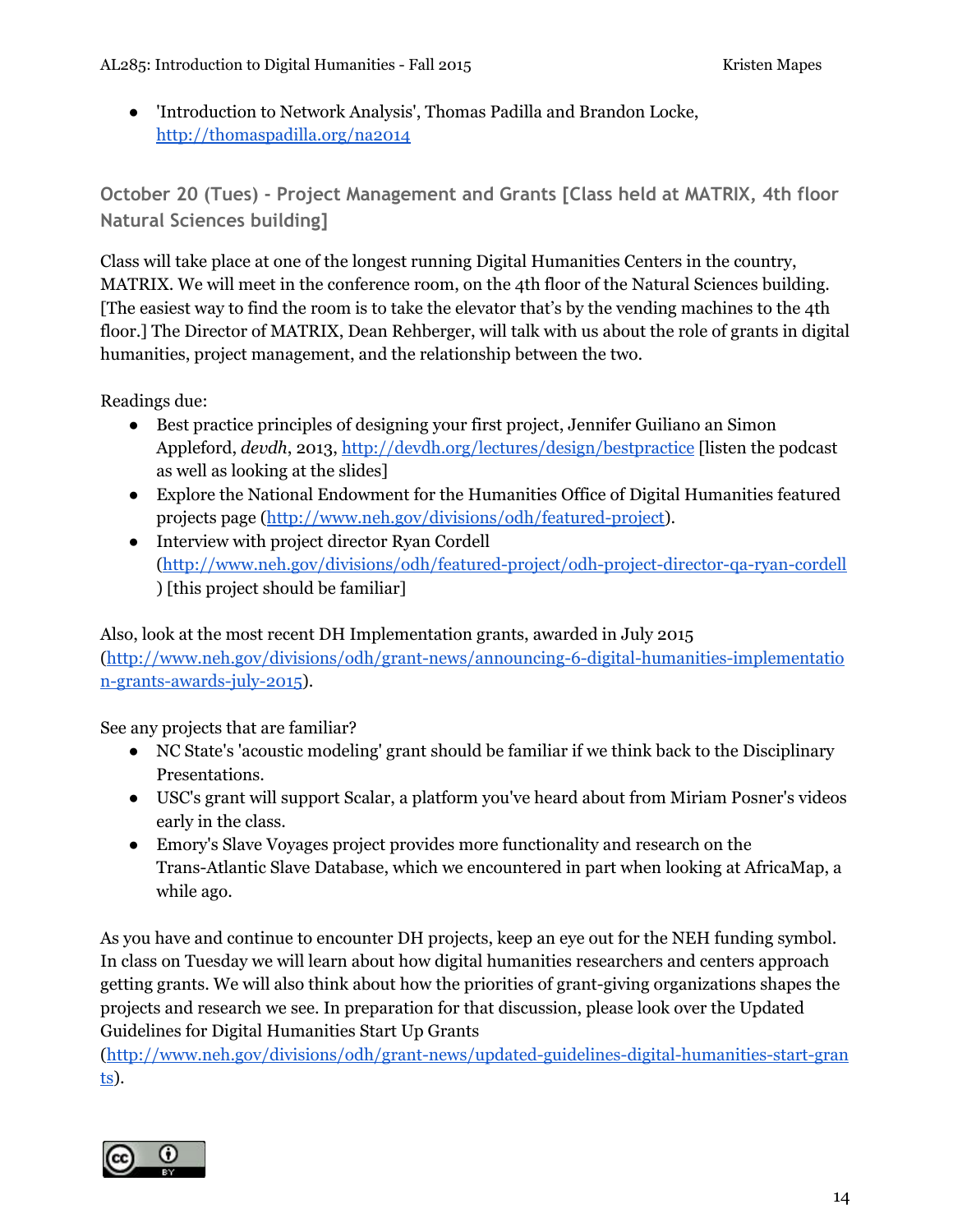- 'Introduction to Network Analysis', Thomas Padilla and Brandon Locke, http://thomaspadilla.org/na2014

### October 20 (Tues) - Project Management and Grants [Class held at MATRIX, 4th floor Natural Sciences building]

Class will take place at one of the longest running Digital Humanities Centers in the country, MATRIX. We will meet in the conference room, on the 4th floor of the Natural Sciences building. [The easiest way to find the room is to take the elevator that's by the vending machines to the 4th floor.] The Director of MATRIX, Dean Rehberger, will talk with us about the role of grants in digital humanities, project management, and the relationship between the two.

Readings due:

- Best practice principles of designing your first project, Jennifer Guiliano an Simon Appleford, *devdh*, 2013, http://devdh.org/lectures/design/bestpractice [listen the podcast as well as looking at the slides]
- Explore the National Endowment for the Humanities Office of Digital Humanities featured projects page (http://www.neh.gov/divisions/odh/featured-project).
- Interview with project director Ryan Cordell (http://www.neh.gov/divisions/odh/featured-project/odh-project-director-qa-ryan-cordell ) [this project should be familiar]

Also, look at the most recent DH Implementation grants, awarded in July 2015 (http://www.neh.gov/divisions/odh/grant-news/announcing-6-digital-humanities-implementation-grants-awards-july-2015).

See any projects that are familiar?

- NC State's 'acoustic modeling' grant should be familiar if we think back to the Disciplinary Presentations.
- USC's grant will support Scalar, a platform you've heard about from Miriam Posner's videos early in the class.
- Emory's Slave Voyages project provides more functionality and research on the Trans-Atlantic Slave Database, which we encountered in part when looking at AfricaMap, a while ago.

As you have and continue to encounter DH projects, keep an eye out for the NEH funding symbol. In class on Tuesday we will learn about how digital humanities researchers and centers approach getting grants. We will also think about how the priorities of grant-giving organizations shapes the projects and research we see. In preparation for that discussion, please look over the Updated Guidelines for Digital Humanities Start Up Grants (http://www.neh.gov/divisions/odh/grant-news/updated-guidelines-digital-humanities-start-grants).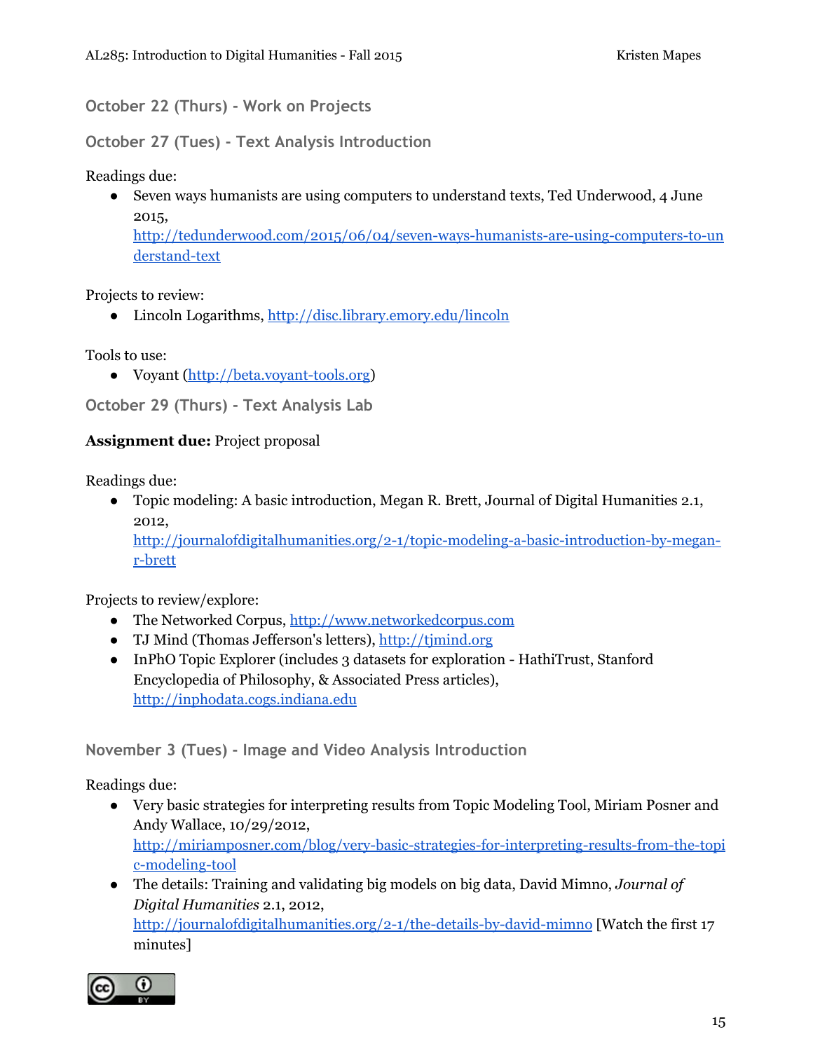### October 22 (Thurs) - Work on Projects

### October 27 (Tues) - Text Analysis Introduction

Readings due:

- Seven ways humanists are using computers to understand texts, Ted Underwood, 4 June 2015, [http://tedunderwood.com/2015/06/04/seven-ways-humanists-are-using-computers-to-understand-text](http://tedunderwood.com/2015/06/04/seven-ways-humanists-are-using-computers-to-understand-text)

Projects to review:

- Lincoln Logarithms, [http://disc.library.emory.edu/lincoln](http://disc.library.emory.edu/lincoln)

Tools to use:

- Voyant ([http://beta.voyant-tools.org](http://beta.voyant-tools.org))

### October 29 (Thurs) - Text Analysis Lab

**Assignment due:** Project proposal

Readings due:

- Topic modeling: A basic introduction, Megan R. Brett, Journal of Digital Humanities 2.1, 2012, [http://journalofdigitalhumanities.org/2-1/topic-modeling-a-basic-introduction-by-megan-r-brett](http://journalofdigitalhumanities.org/2-1/topic-modeling-a-basic-introduction-by-megan-r-brett)

Projects to review/explore:

- The Networked Corpus, [http://www.networkedcorpus.com](http://www.networkedcorpus.com)
- TJ Mind (Thomas Jefferson's letters), [http://tjmind.org](http://tjmind.org)
- InPhO Topic Explorer (includes 3 datasets for exploration - HathiTrust, Stanford Encyclopedia of Philosophy, & Associated Press articles), [http://inphodata.cogs.indiana.edu](http://inphodata.cogs.indiana.edu)

### November 3 (Tues) - Image and Video Analysis Introduction

Readings due:

- Very basic strategies for interpreting results from Topic Modeling Tool, Miriam Posner and Andy Wallace, 10/29/2012, [http://miriamposner.com/blog/very-basic-strategies-for-interpreting-results-from-the-topic-modeling-tool](http://miriamposner.com/blog/very-basic-strategies-for-interpreting-results-from-the-topic-modeling-tool)
- The details: Training and validating big models on big data, David Mimno, *Journal of Digital Humanities* 2.1, 2012, [http://journalofdigitalhumanities.org/2-1/the-details-by-david-mimno](http://journalofdigitalhumanities.org/2-1/the-details-by-david-mimno) [Watch the first 17 minutes]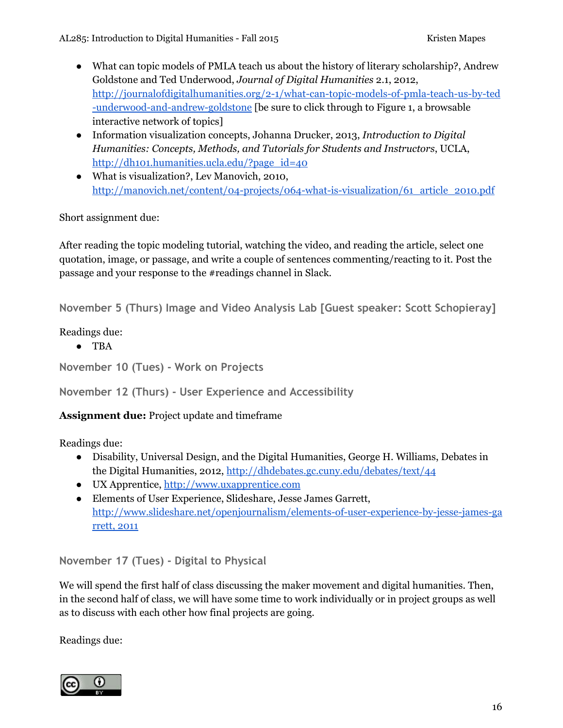- What can topic models of PMLA teach us about the history of literary scholarship?, Andrew Goldstone and Ted Underwood, *Journal of Digital Humanities* 2.1, 2012, [http://journalofdigitalhumanities.org/2-1/what-can-topic-models-of-pmla-teach-us-by-ted-underwood-and-andrew-goldstone](http://journalofdigitalhumanities.org/2-1/what-can-topic-models-of-pmla-teach-us-by-ted-underwood-and-andrew-goldstone) [be sure to click through to Figure 1, a browsable interactive network of topics]
- Information visualization concepts, Johanna Drucker, 2013, *Introduction to Digital Humanities: Concepts, Methods, and Tutorials for Students and Instructors*, UCLA, [http://dh101.humanities.ucla.edu/?page_id=40](http://dh101.humanities.ucla.edu/?page_id=40)
- What is visualization?, Lev Manovich, 2010, [http://manovich.net/content/04-projects/064-what-is-visualization/61_article_2010.pdf](http://manovich.net/content/04-projects/064-what-is-visualization/61_article_2010.pdf)

Short assignment due:

After reading the topic modeling tutorial, watching the video, and reading the article, select one quotation, image, or passage, and write a couple of sentences commenting/reacting to it. Post the passage and your response to the #readings channel in Slack.

### November 5 (Thurs) Image and Video Analysis Lab [Guest speaker: Scott Schopieray]

Readings due:

- TBA

### November 10 (Tues) - Work on Projects

### November 12 (Thurs) - User Experience and Accessibility

**Assignment due:** Project update and timeframe

Readings due:

- Disability, Universal Design, and the Digital Humanities, George H. Williams, Debates in the Digital Humanities, 2012, [http://dhdebates.gc.cuny.edu/debates/text/44](http://dhdebates.gc.cuny.edu/debates/text/44)
- UX Apprentice, [http://www.uxapprentice.com](http://www.uxapprentice.com)
- Elements of User Experience, Slideshare, Jesse James Garrett, [http://www.slideshare.net/openjournalism/elements-of-user-experience-by-jesse-james-garrett, 2011](http://www.slideshare.net/openjournalism/elements-of-user-experience-by-jesse-james-garrett)

### November 17 (Tues) - Digital to Physical

We will spend the first half of class discussing the maker movement and digital humanities. Then, in the second half of class, we will have some time to work individually or in project groups as well as to discuss with each other how final projects are going.

Readings due: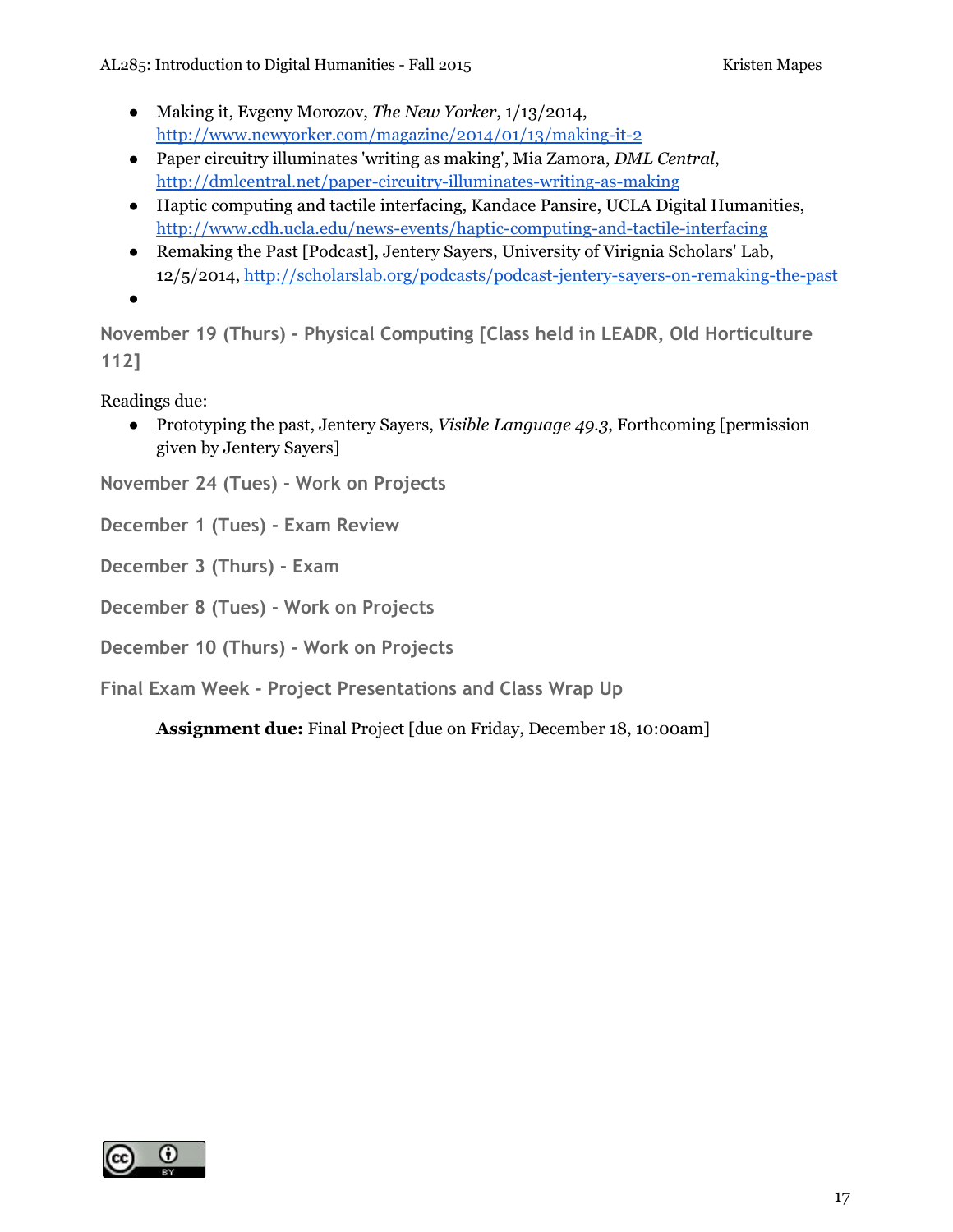- Making it, Evgeny Morozov, *The New Yorker*, 1/13/2014, http://www.newyorker.com/magazine/2014/01/13/making-it-2
- Paper circuitry illuminates 'writing as making', Mia Zamora, *DML Central*, http://dmlcentral.net/paper-circuitry-illuminates-writing-as-making
- Haptic computing and tactile interfacing, Kandace Pansire, UCLA Digital Humanities, http://www.cdh.ucla.edu/news-events/haptic-computing-and-tactile-interfacing
- Remaking the Past [Podcast], Jentery Sayers, University of Virignia Scholars' Lab, 12/5/2014, http://scholarslab.org/podcasts/podcast-jentery-sayers-on-remaking-the-past
-

### November 19 (Thurs) - Physical Computing [Class held in LEADR, Old Horticulture 112]

Readings due:

- Prototyping the past, Jentery Sayers, *Visible Language 49.3*, Forthcoming [permission given by Jentery Sayers]

### November 24 (Tues) - Work on Projects

### December 1 (Tues) - Exam Review

### December 3 (Thurs) - Exam

### December 8 (Tues) - Work on Projects

### December 10 (Thurs) - Work on Projects

### Final Exam Week - Project Presentations and Class Wrap Up

**Assignment due:** Final Project [due on Friday, December 18, 10:00am]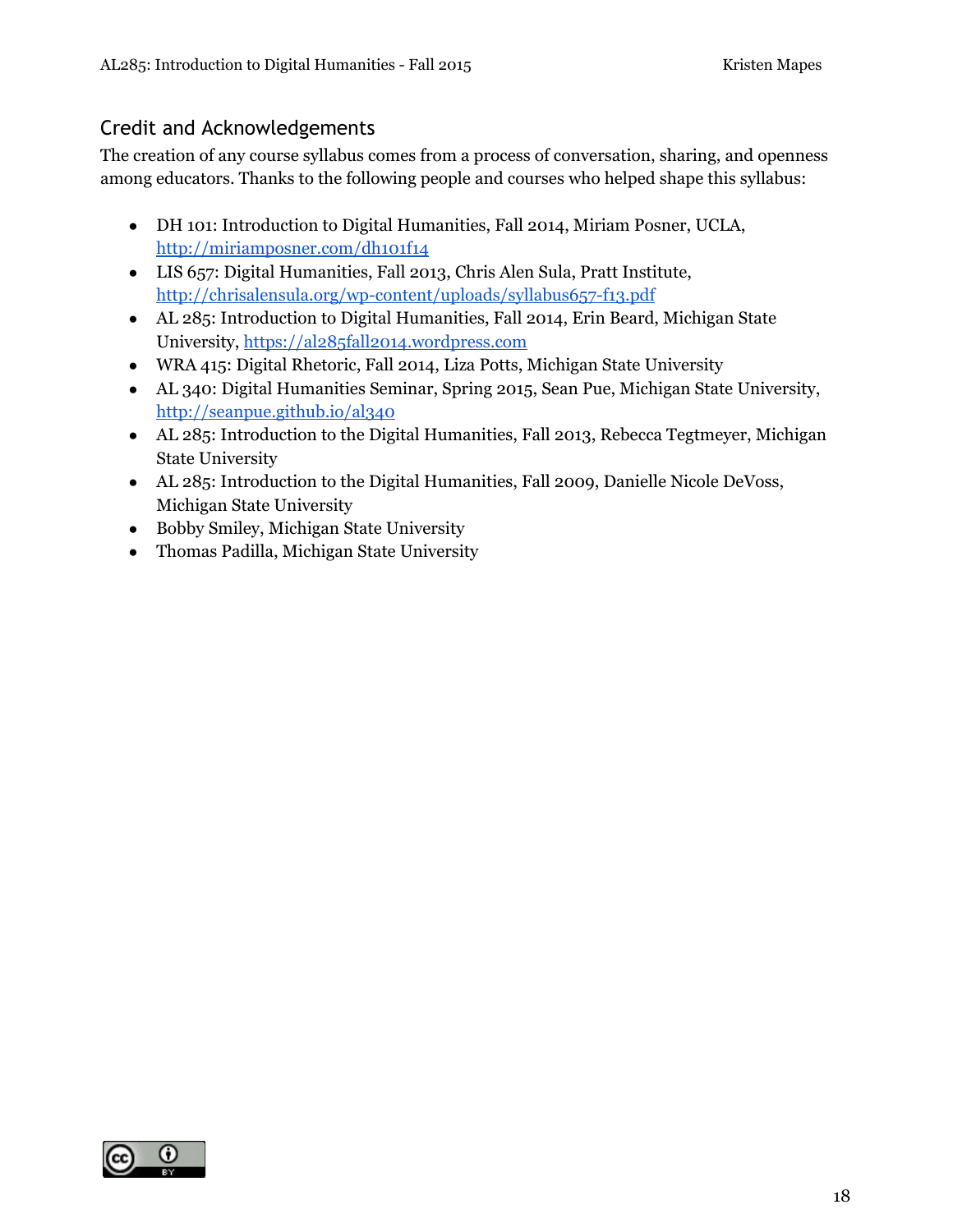## Credit and Acknowledgements

The creation of any course syllabus comes from a process of conversation, sharing, and openness among educators. Thanks to the following people and courses who helped shape this syllabus:

- DH 101: Introduction to Digital Humanities, Fall 2014, Miriam Posner, UCLA, http://miriamposner.com/dh101f14
- LIS 657: Digital Humanities, Fall 2013, Chris Alen Sula, Pratt Institute, http://chrisalensula.org/wp-content/uploads/syllabus657-f13.pdf
- AL 285: Introduction to Digital Humanities, Fall 2014, Erin Beard, Michigan State University, https://al285fall2014.wordpress.com
- WRA 415: Digital Rhetoric, Fall 2014, Liza Potts, Michigan State University
- AL 340: Digital Humanities Seminar, Spring 2015, Sean Pue, Michigan State University, http://seanpue.github.io/al340
- AL 285: Introduction to the Digital Humanities, Fall 2013, Rebecca Tegtmeyer, Michigan State University
- AL 285: Introduction to the Digital Humanities, Fall 2009, Danielle Nicole DeVoss, Michigan State University
- Bobby Smiley, Michigan State University
- Thomas Padilla, Michigan State University